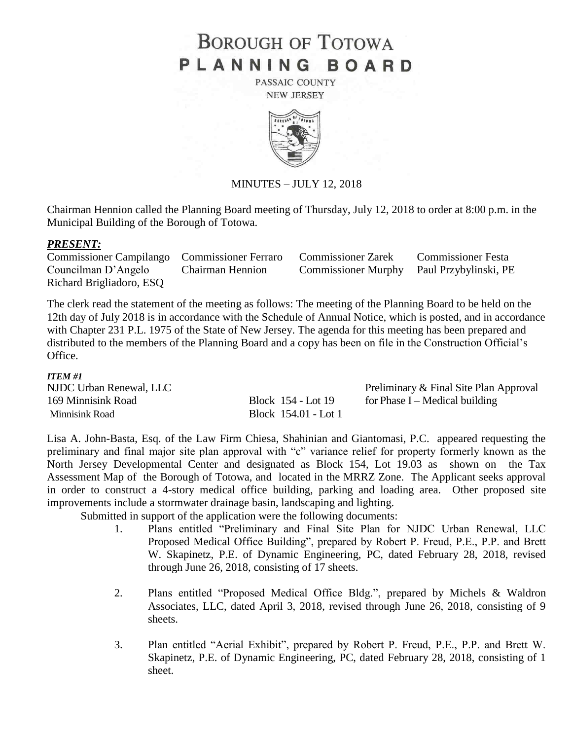# BOROUGH OF TOTOWA
# PLANNING BOARD

PASSAIC COUNTY
NEW JERSEY

MINUTES – JULY 12, 2018

Chairman Hennion called the Planning Board meeting of Thursday, July 12, 2018 to order at 8:00 p.m. in the Municipal Building of the Borough of Totowa.

***PRESENT:***

| | | | |
|---|---|---|---|
| Commissioner Campilango | Commissioner Ferraro | Commissioner Zarek | Commissioner Festa |
| Councilman D'Angelo | Chairman Hennion | Commissioner Murphy | Paul Przybylinski, PE |
| Richard Brigliadoro, ESQ | | | |

The clerk read the statement of the meeting as follows: The meeting of the Planning Board to be held on the 12th day of July 2018 is in accordance with the Schedule of Annual Notice, which is posted, and in accordance with Chapter 231 P.L. 1975 of the State of New Jersey. The agenda for this meeting has been prepared and distributed to the members of the Planning Board and a copy has been on file in the Construction Official's Office.

***ITEM #1***

| | | |
|---|---|---|
| NJDC Urban Renewal, LLC | | Preliminary & Final Site Plan Approval |
| 169 Minnisink Road | Block 154 - Lot 19 | for Phase I – Medical building |
| Minnisink Road | Block 154.01 - Lot 1 | |

Lisa A. John-Basta, Esq. of the Law Firm Chiesa, Shahinian and Giantomasi, P.C. appeared requesting the preliminary and final major site plan approval with "c" variance relief for property formerly known as the North Jersey Developmental Center and designated as Block 154, Lot 19.03 as shown on the Tax Assessment Map of the Borough of Totowa, and located in the MRRZ Zone. The Applicant seeks approval in order to construct a 4-story medical office building, parking and loading area. Other proposed site improvements include a stormwater drainage basin, landscaping and lighting.

Submitted in support of the application were the following documents:

1. Plans entitled "Preliminary and Final Site Plan for NJDC Urban Renewal, LLC Proposed Medical Office Building", prepared by Robert P. Freud, P.E., P.P. and Brett W. Skapinetz, P.E. of Dynamic Engineering, PC, dated February 28, 2018, revised through June 26, 2018, consisting of 17 sheets.

2. Plans entitled "Proposed Medical Office Bldg.", prepared by Michels & Waldron Associates, LLC, dated April 3, 2018, revised through June 26, 2018, consisting of 9 sheets.

3. Plan entitled "Aerial Exhibit", prepared by Robert P. Freud, P.E., P.P. and Brett W. Skapinetz, P.E. of Dynamic Engineering, PC, dated February 28, 2018, consisting of 1 sheet.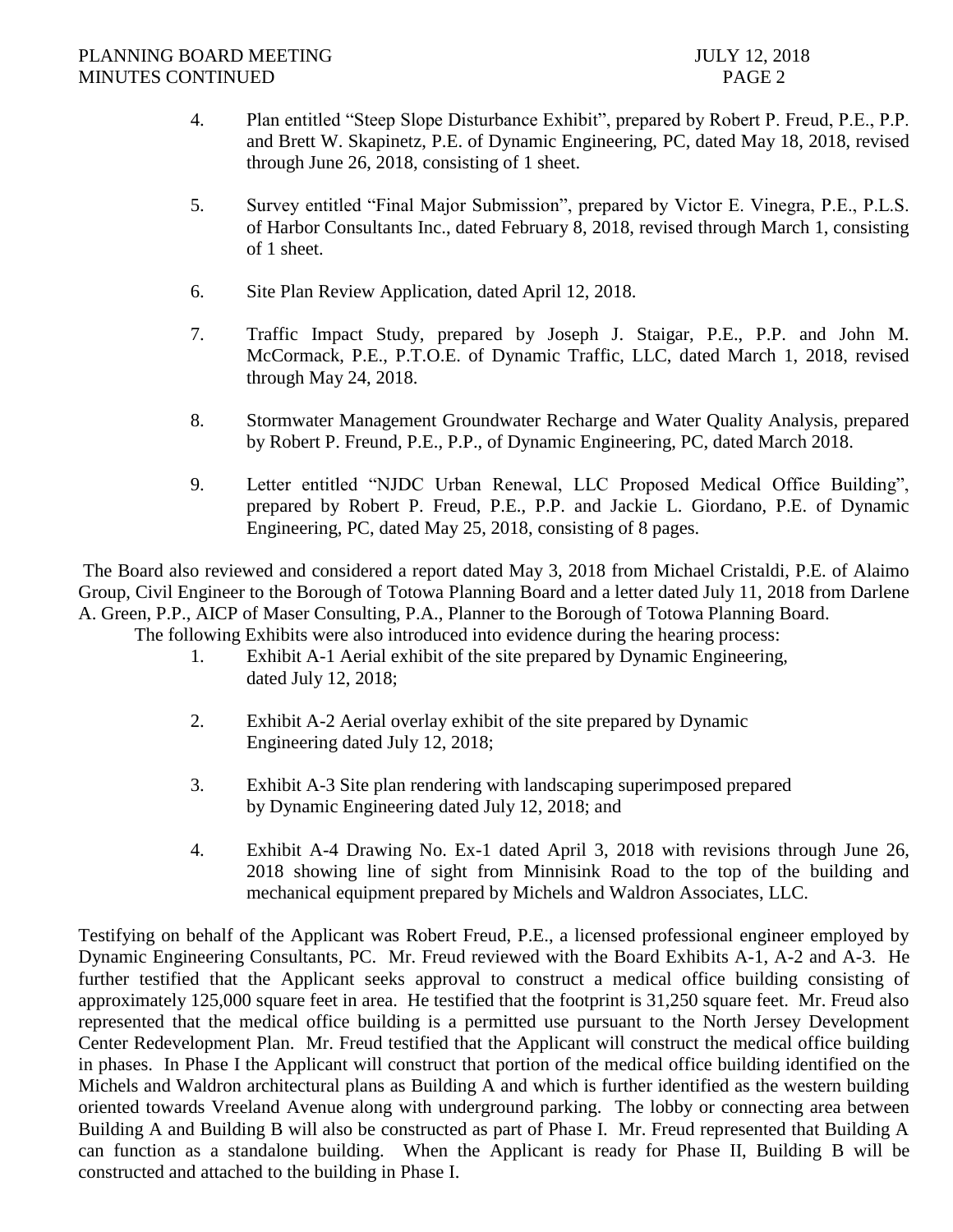4. Plan entitled "Steep Slope Disturbance Exhibit", prepared by Robert P. Freud, P.E., P.P. and Brett W. Skapinetz, P.E. of Dynamic Engineering, PC, dated May 18, 2018, revised through June 26, 2018, consisting of 1 sheet.

5. Survey entitled "Final Major Submission", prepared by Victor E. Vinegra, P.E., P.L.S. of Harbor Consultants Inc., dated February 8, 2018, revised through March 1, consisting of 1 sheet.

6. Site Plan Review Application, dated April 12, 2018.

7. Traffic Impact Study, prepared by Joseph J. Staigar, P.E., P.P. and John M. McCormack, P.E., P.T.O.E. of Dynamic Traffic, LLC, dated March 1, 2018, revised through May 24, 2018.

8. Stormwater Management Groundwater Recharge and Water Quality Analysis, prepared by Robert P. Freund, P.E., P.P., of Dynamic Engineering, PC, dated March 2018.

9. Letter entitled "NJDC Urban Renewal, LLC Proposed Medical Office Building", prepared by Robert P. Freud, P.E., P.P. and Jackie L. Giordano, P.E. of Dynamic Engineering, PC, dated May 25, 2018, consisting of 8 pages.

The Board also reviewed and considered a report dated May 3, 2018 from Michael Cristaldi, P.E. of Alaimo Group, Civil Engineer to the Borough of Totowa Planning Board and a letter dated July 11, 2018 from Darlene A. Green, P.P., AICP of Maser Consulting, P.A., Planner to the Borough of Totowa Planning Board.

The following Exhibits were also introduced into evidence during the hearing process:

1. Exhibit A-1 Aerial exhibit of the site prepared by Dynamic Engineering, dated July 12, 2018;

2. Exhibit A-2 Aerial overlay exhibit of the site prepared by Dynamic Engineering dated July 12, 2018;

3. Exhibit A-3 Site plan rendering with landscaping superimposed prepared by Dynamic Engineering dated July 12, 2018; and

4. Exhibit A-4 Drawing No. Ex-1 dated April 3, 2018 with revisions through June 26, 2018 showing line of sight from Minnisink Road to the top of the building and mechanical equipment prepared by Michels and Waldron Associates, LLC.

Testifying on behalf of the Applicant was Robert Freud, P.E., a licensed professional engineer employed by Dynamic Engineering Consultants, PC. Mr. Freud reviewed with the Board Exhibits A-1, A-2 and A-3. He further testified that the Applicant seeks approval to construct a medical office building consisting of approximately 125,000 square feet in area. He testified that the footprint is 31,250 square feet. Mr. Freud also represented that the medical office building is a permitted use pursuant to the North Jersey Development Center Redevelopment Plan. Mr. Freud testified that the Applicant will construct the medical office building in phases. In Phase I the Applicant will construct that portion of the medical office building identified on the Michels and Waldron architectural plans as Building A and which is further identified as the western building oriented towards Vreeland Avenue along with underground parking. The lobby or connecting area between Building A and Building B will also be constructed as part of Phase I. Mr. Freud represented that Building A can function as a standalone building. When the Applicant is ready for Phase II, Building B will be constructed and attached to the building in Phase I.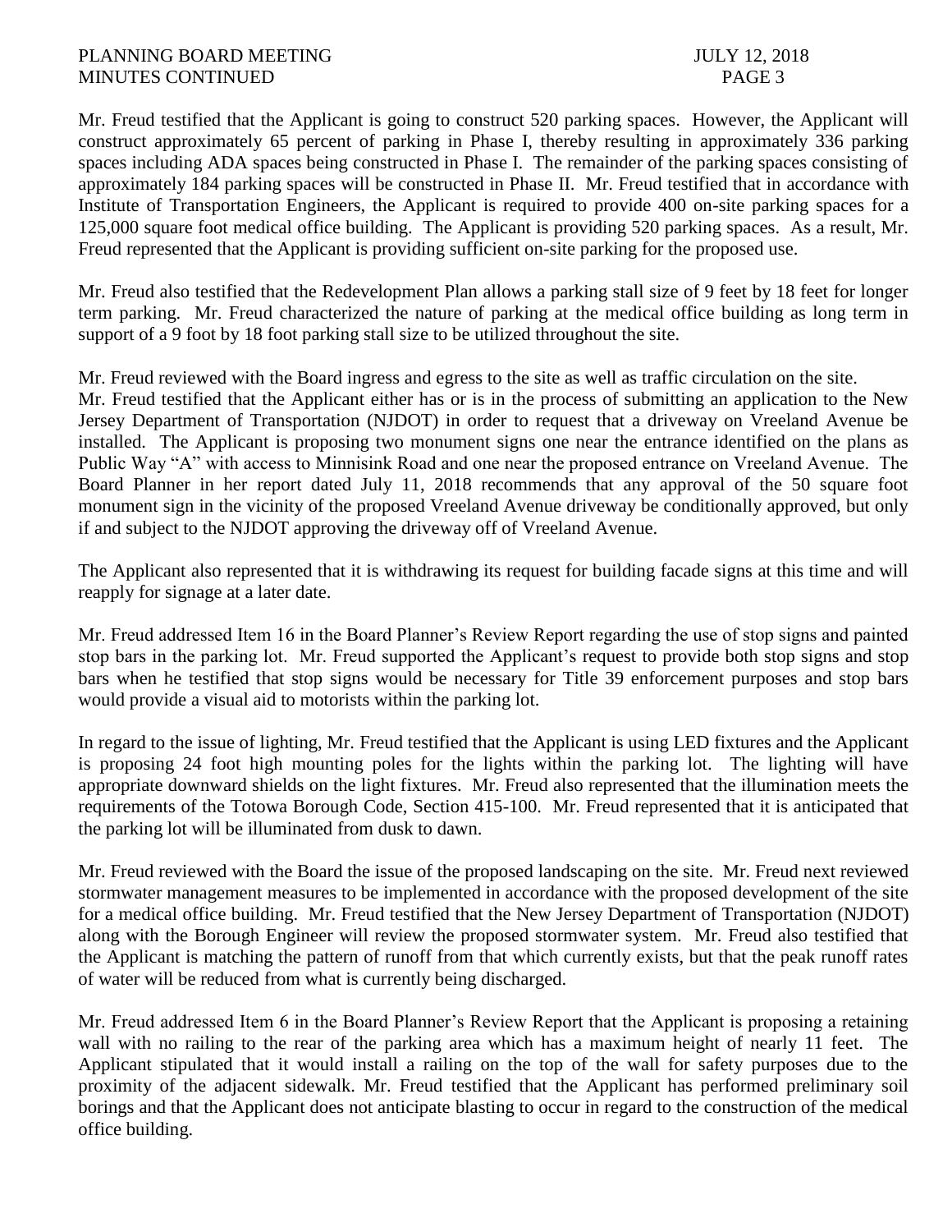Mr. Freud testified that the Applicant is going to construct 520 parking spaces. However, the Applicant will construct approximately 65 percent of parking in Phase I, thereby resulting in approximately 336 parking spaces including ADA spaces being constructed in Phase I. The remainder of the parking spaces consisting of approximately 184 parking spaces will be constructed in Phase II. Mr. Freud testified that in accordance with Institute of Transportation Engineers, the Applicant is required to provide 400 on-site parking spaces for a 125,000 square foot medical office building. The Applicant is providing 520 parking spaces. As a result, Mr. Freud represented that the Applicant is providing sufficient on-site parking for the proposed use.

Mr. Freud also testified that the Redevelopment Plan allows a parking stall size of 9 feet by 18 feet for longer term parking. Mr. Freud characterized the nature of parking at the medical office building as long term in support of a 9 foot by 18 foot parking stall size to be utilized throughout the site.

Mr. Freud reviewed with the Board ingress and egress to the site as well as traffic circulation on the site. Mr. Freud testified that the Applicant either has or is in the process of submitting an application to the New Jersey Department of Transportation (NJDOT) in order to request that a driveway on Vreeland Avenue be installed. The Applicant is proposing two monument signs one near the entrance identified on the plans as Public Way "A" with access to Minnisink Road and one near the proposed entrance on Vreeland Avenue. The Board Planner in her report dated July 11, 2018 recommends that any approval of the 50 square foot monument sign in the vicinity of the proposed Vreeland Avenue driveway be conditionally approved, but only if and subject to the NJDOT approving the driveway off of Vreeland Avenue.

The Applicant also represented that it is withdrawing its request for building facade signs at this time and will reapply for signage at a later date.

Mr. Freud addressed Item 16 in the Board Planner's Review Report regarding the use of stop signs and painted stop bars in the parking lot. Mr. Freud supported the Applicant's request to provide both stop signs and stop bars when he testified that stop signs would be necessary for Title 39 enforcement purposes and stop bars would provide a visual aid to motorists within the parking lot.

In regard to the issue of lighting, Mr. Freud testified that the Applicant is using LED fixtures and the Applicant is proposing 24 foot high mounting poles for the lights within the parking lot. The lighting will have appropriate downward shields on the light fixtures. Mr. Freud also represented that the illumination meets the requirements of the Totowa Borough Code, Section 415-100. Mr. Freud represented that it is anticipated that the parking lot will be illuminated from dusk to dawn.

Mr. Freud reviewed with the Board the issue of the proposed landscaping on the site. Mr. Freud next reviewed stormwater management measures to be implemented in accordance with the proposed development of the site for a medical office building. Mr. Freud testified that the New Jersey Department of Transportation (NJDOT) along with the Borough Engineer will review the proposed stormwater system. Mr. Freud also testified that the Applicant is matching the pattern of runoff from that which currently exists, but that the peak runoff rates of water will be reduced from what is currently being discharged.

Mr. Freud addressed Item 6 in the Board Planner's Review Report that the Applicant is proposing a retaining wall with no railing to the rear of the parking area which has a maximum height of nearly 11 feet. The Applicant stipulated that it would install a railing on the top of the wall for safety purposes due to the proximity of the adjacent sidewalk. Mr. Freud testified that the Applicant has performed preliminary soil borings and that the Applicant does not anticipate blasting to occur in regard to the construction of the medical office building.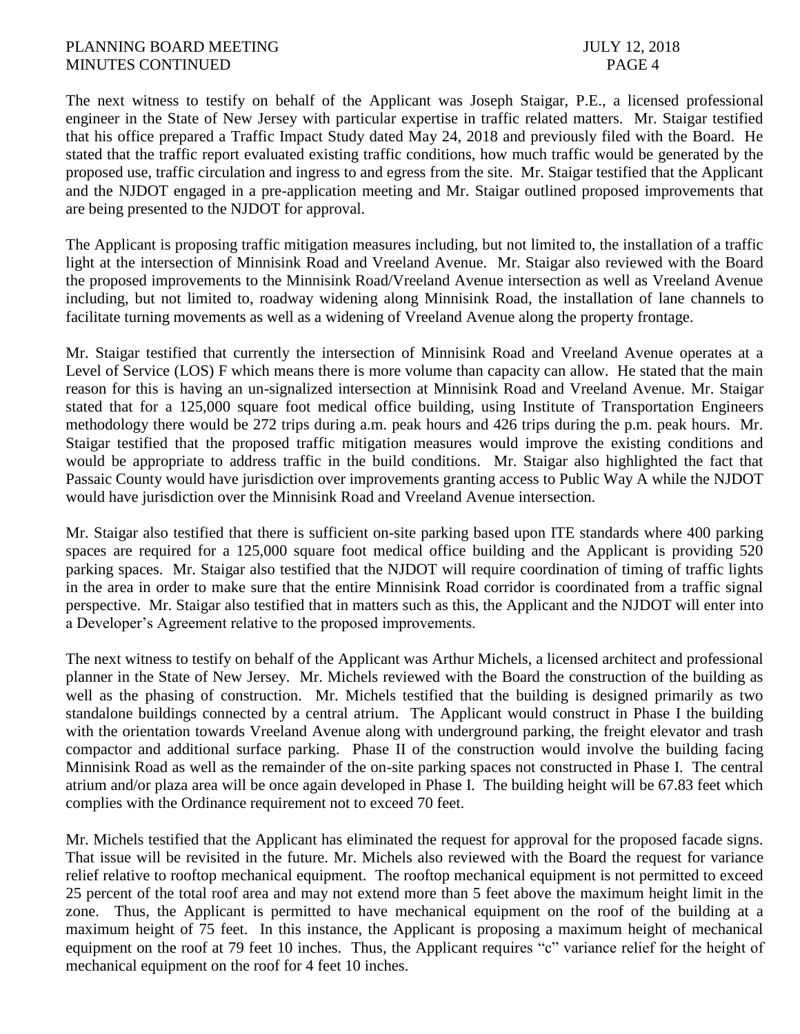The next witness to testify on behalf of the Applicant was Joseph Staigar, P.E., a licensed professional engineer in the State of New Jersey with particular expertise in traffic related matters. Mr. Staigar testified that his office prepared a Traffic Impact Study dated May 24, 2018 and previously filed with the Board. He stated that the traffic report evaluated existing traffic conditions, how much traffic would be generated by the proposed use, traffic circulation and ingress to and egress from the site. Mr. Staigar testified that the Applicant and the NJDOT engaged in a pre-application meeting and Mr. Staigar outlined proposed improvements that are being presented to the NJDOT for approval.

The Applicant is proposing traffic mitigation measures including, but not limited to, the installation of a traffic light at the intersection of Minnisink Road and Vreeland Avenue. Mr. Staigar also reviewed with the Board the proposed improvements to the Minnisink Road/Vreeland Avenue intersection as well as Vreeland Avenue including, but not limited to, roadway widening along Minnisink Road, the installation of lane channels to facilitate turning movements as well as a widening of Vreeland Avenue along the property frontage.

Mr. Staigar testified that currently the intersection of Minnisink Road and Vreeland Avenue operates at a Level of Service (LOS) F which means there is more volume than capacity can allow. He stated that the main reason for this is having an un-signalized intersection at Minnisink Road and Vreeland Avenue. Mr. Staigar stated that for a 125,000 square foot medical office building, using Institute of Transportation Engineers methodology there would be 272 trips during a.m. peak hours and 426 trips during the p.m. peak hours. Mr. Staigar testified that the proposed traffic mitigation measures would improve the existing conditions and would be appropriate to address traffic in the build conditions. Mr. Staigar also highlighted the fact that Passaic County would have jurisdiction over improvements granting access to Public Way A while the NJDOT would have jurisdiction over the Minnisink Road and Vreeland Avenue intersection.

Mr. Staigar also testified that there is sufficient on-site parking based upon ITE standards where 400 parking spaces are required for a 125,000 square foot medical office building and the Applicant is providing 520 parking spaces. Mr. Staigar also testified that the NJDOT will require coordination of timing of traffic lights in the area in order to make sure that the entire Minnisink Road corridor is coordinated from a traffic signal perspective. Mr. Staigar also testified that in matters such as this, the Applicant and the NJDOT will enter into a Developer's Agreement relative to the proposed improvements.

The next witness to testify on behalf of the Applicant was Arthur Michels, a licensed architect and professional planner in the State of New Jersey. Mr. Michels reviewed with the Board the construction of the building as well as the phasing of construction. Mr. Michels testified that the building is designed primarily as two standalone buildings connected by a central atrium. The Applicant would construct in Phase I the building with the orientation towards Vreeland Avenue along with underground parking, the freight elevator and trash compactor and additional surface parking. Phase II of the construction would involve the building facing Minnisink Road as well as the remainder of the on-site parking spaces not constructed in Phase I. The central atrium and/or plaza area will be once again developed in Phase I. The building height will be 67.83 feet which complies with the Ordinance requirement not to exceed 70 feet.

Mr. Michels testified that the Applicant has eliminated the request for approval for the proposed facade signs. That issue will be revisited in the future. Mr. Michels also reviewed with the Board the request for variance relief relative to rooftop mechanical equipment. The rooftop mechanical equipment is not permitted to exceed 25 percent of the total roof area and may not extend more than 5 feet above the maximum height limit in the zone. Thus, the Applicant is permitted to have mechanical equipment on the roof of the building at a maximum height of 75 feet. In this instance, the Applicant is proposing a maximum height of mechanical equipment on the roof at 79 feet 10 inches. Thus, the Applicant requires "c" variance relief for the height of mechanical equipment on the roof for 4 feet 10 inches.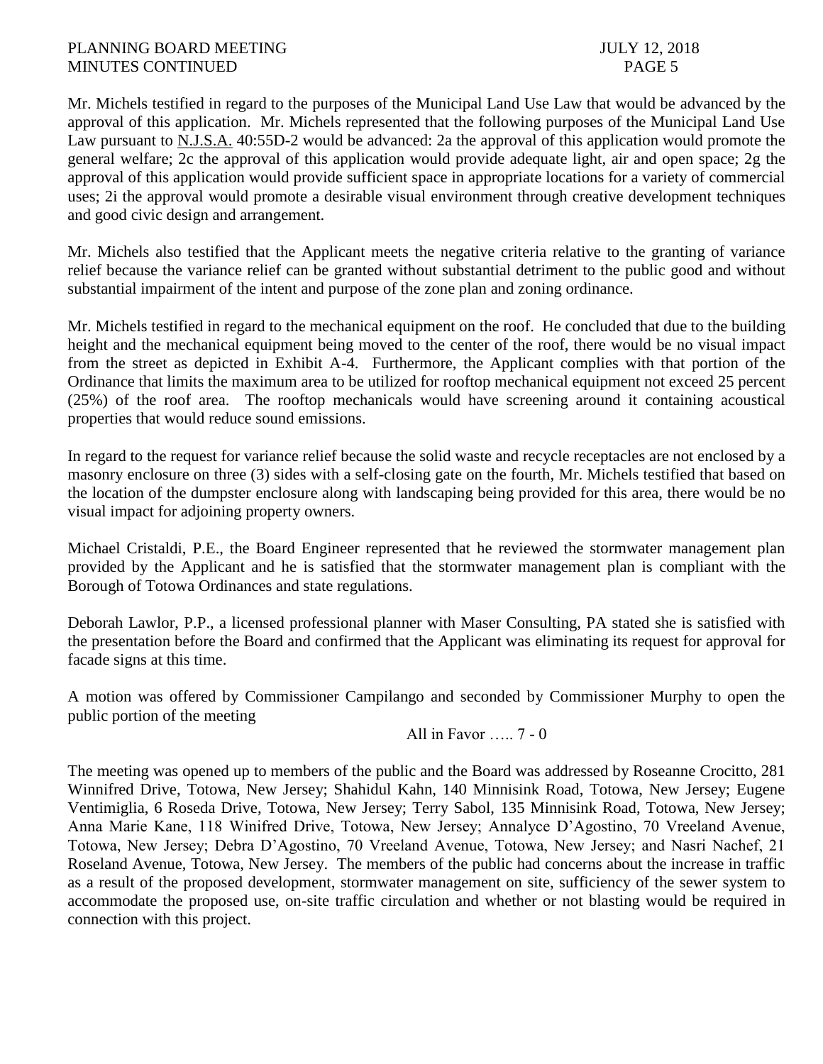Mr. Michels testified in regard to the purposes of the Municipal Land Use Law that would be advanced by the approval of this application. Mr. Michels represented that the following purposes of the Municipal Land Use Law pursuant to N.J.S.A. 40:55D-2 would be advanced: 2a the approval of this application would promote the general welfare; 2c the approval of this application would provide adequate light, air and open space; 2g the approval of this application would provide sufficient space in appropriate locations for a variety of commercial uses; 2i the approval would promote a desirable visual environment through creative development techniques and good civic design and arrangement.

Mr. Michels also testified that the Applicant meets the negative criteria relative to the granting of variance relief because the variance relief can be granted without substantial detriment to the public good and without substantial impairment of the intent and purpose of the zone plan and zoning ordinance.

Mr. Michels testified in regard to the mechanical equipment on the roof. He concluded that due to the building height and the mechanical equipment being moved to the center of the roof, there would be no visual impact from the street as depicted in Exhibit A-4. Furthermore, the Applicant complies with that portion of the Ordinance that limits the maximum area to be utilized for rooftop mechanical equipment not exceed 25 percent (25%) of the roof area. The rooftop mechanicals would have screening around it containing acoustical properties that would reduce sound emissions.

In regard to the request for variance relief because the solid waste and recycle receptacles are not enclosed by a masonry enclosure on three (3) sides with a self-closing gate on the fourth, Mr. Michels testified that based on the location of the dumpster enclosure along with landscaping being provided for this area, there would be no visual impact for adjoining property owners.

Michael Cristaldi, P.E., the Board Engineer represented that he reviewed the stormwater management plan provided by the Applicant and he is satisfied that the stormwater management plan is compliant with the Borough of Totowa Ordinances and state regulations.

Deborah Lawlor, P.P., a licensed professional planner with Maser Consulting, PA stated she is satisfied with the presentation before the Board and confirmed that the Applicant was eliminating its request for approval for facade signs at this time.

A motion was offered by Commissioner Campilango and seconded by Commissioner Murphy to open the public portion of the meeting

All in Favor ….. 7 - 0

The meeting was opened up to members of the public and the Board was addressed by Roseanne Crocitto, 281 Winnifred Drive, Totowa, New Jersey; Shahidul Kahn, 140 Minnisink Road, Totowa, New Jersey; Eugene Ventimiglia, 6 Roseda Drive, Totowa, New Jersey; Terry Sabol, 135 Minnisink Road, Totowa, New Jersey; Anna Marie Kane, 118 Winifred Drive, Totowa, New Jersey; Annalyce D'Agostino, 70 Vreeland Avenue, Totowa, New Jersey; Debra D'Agostino, 70 Vreeland Avenue, Totowa, New Jersey; and Nasri Nachef, 21 Roseland Avenue, Totowa, New Jersey. The members of the public had concerns about the increase in traffic as a result of the proposed development, stormwater management on site, sufficiency of the sewer system to accommodate the proposed use, on-site traffic circulation and whether or not blasting would be required in connection with this project.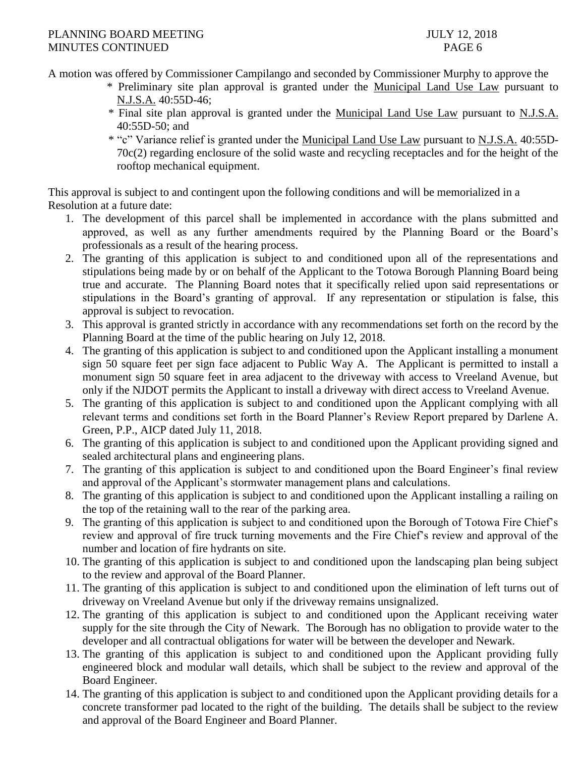A motion was offered by Commissioner Campilango and seconded by Commissioner Murphy to approve the

- Preliminary site plan approval is granted under the Municipal Land Use Law pursuant to N.J.S.A. 40:55D-46;
- Final site plan approval is granted under the Municipal Land Use Law pursuant to N.J.S.A. 40:55D-50; and
- "c" Variance relief is granted under the Municipal Land Use Law pursuant to N.J.S.A. 40:55D-70c(2) regarding enclosure of the solid waste and recycling receptacles and for the height of the rooftop mechanical equipment.

This approval is subject to and contingent upon the following conditions and will be memorialized in a Resolution at a future date:

1. The development of this parcel shall be implemented in accordance with the plans submitted and approved, as well as any further amendments required by the Planning Board or the Board's professionals as a result of the hearing process.
2. The granting of this application is subject to and conditioned upon all of the representations and stipulations being made by or on behalf of the Applicant to the Totowa Borough Planning Board being true and accurate. The Planning Board notes that it specifically relied upon said representations or stipulations in the Board's granting of approval. If any representation or stipulation is false, this approval is subject to revocation.
3. This approval is granted strictly in accordance with any recommendations set forth on the record by the Planning Board at the time of the public hearing on July 12, 2018.
4. The granting of this application is subject to and conditioned upon the Applicant installing a monument sign 50 square feet per sign face adjacent to Public Way A. The Applicant is permitted to install a monument sign 50 square feet in area adjacent to the driveway with access to Vreeland Avenue, but only if the NJDOT permits the Applicant to install a driveway with direct access to Vreeland Avenue.
5. The granting of this application is subject to and conditioned upon the Applicant complying with all relevant terms and conditions set forth in the Board Planner's Review Report prepared by Darlene A. Green, P.P., AICP dated July 11, 2018.
6. The granting of this application is subject to and conditioned upon the Applicant providing signed and sealed architectural plans and engineering plans.
7. The granting of this application is subject to and conditioned upon the Board Engineer's final review and approval of the Applicant's stormwater management plans and calculations.
8. The granting of this application is subject to and conditioned upon the Applicant installing a railing on the top of the retaining wall to the rear of the parking area.
9. The granting of this application is subject to and conditioned upon the Borough of Totowa Fire Chief's review and approval of fire truck turning movements and the Fire Chief's review and approval of the number and location of fire hydrants on site.
10. The granting of this application is subject to and conditioned upon the landscaping plan being subject to the review and approval of the Board Planner.
11. The granting of this application is subject to and conditioned upon the elimination of left turns out of driveway on Vreeland Avenue but only if the driveway remains unsignalized.
12. The granting of this application is subject to and conditioned upon the Applicant receiving water supply for the site through the City of Newark. The Borough has no obligation to provide water to the developer and all contractual obligations for water will be between the developer and Newark.
13. The granting of this application is subject to and conditioned upon the Applicant providing fully engineered block and modular wall details, which shall be subject to the review and approval of the Board Engineer.
14. The granting of this application is subject to and conditioned upon the Applicant providing details for a concrete transformer pad located to the right of the building. The details shall be subject to the review and approval of the Board Engineer and Board Planner.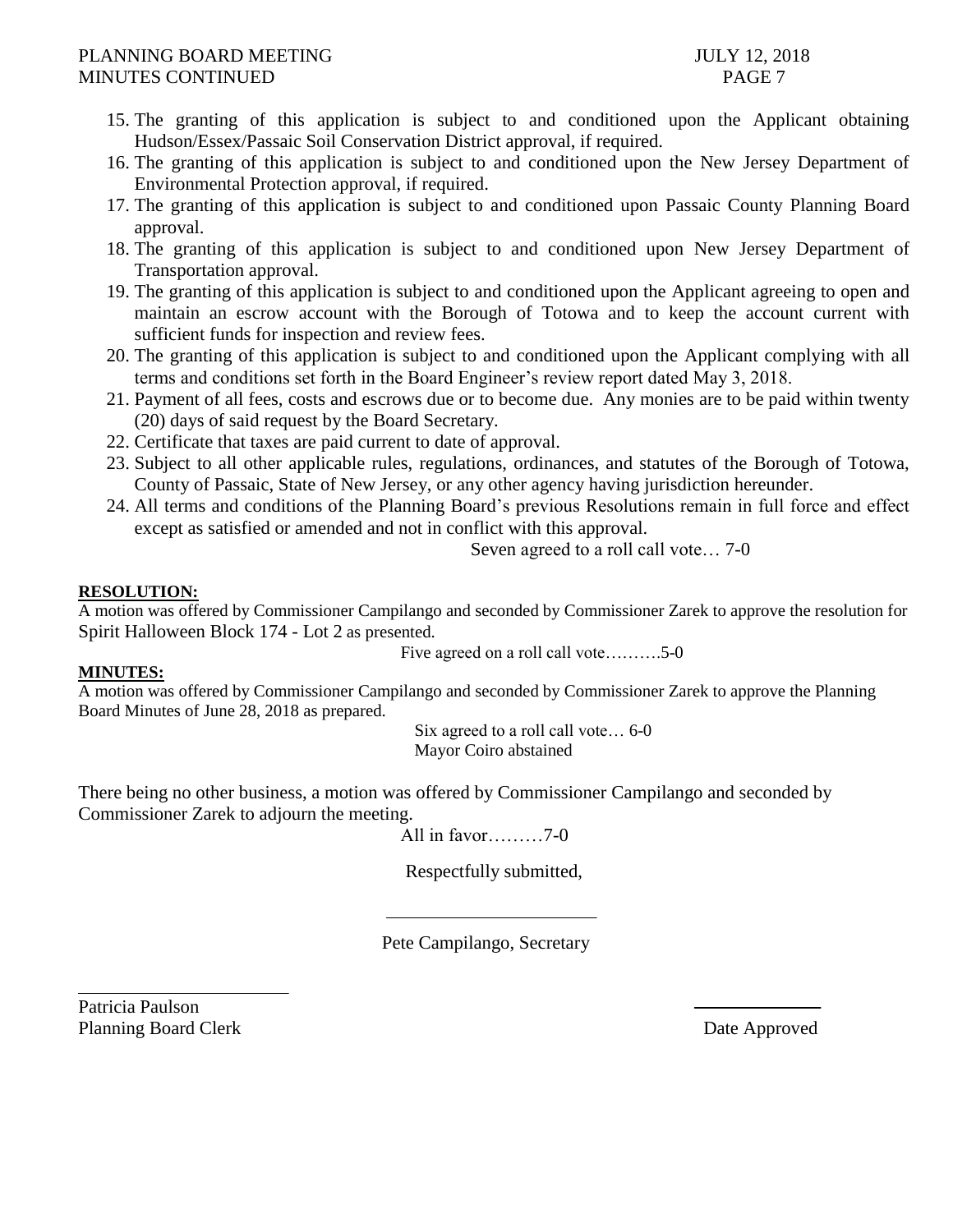15. The granting of this application is subject to and conditioned upon the Applicant obtaining Hudson/Essex/Passaic Soil Conservation District approval, if required.
16. The granting of this application is subject to and conditioned upon the New Jersey Department of Environmental Protection approval, if required.
17. The granting of this application is subject to and conditioned upon Passaic County Planning Board approval.
18. The granting of this application is subject to and conditioned upon New Jersey Department of Transportation approval.
19. The granting of this application is subject to and conditioned upon the Applicant agreeing to open and maintain an escrow account with the Borough of Totowa and to keep the account current with sufficient funds for inspection and review fees.
20. The granting of this application is subject to and conditioned upon the Applicant complying with all terms and conditions set forth in the Board Engineer's review report dated May 3, 2018.
21. Payment of all fees, costs and escrows due or to become due. Any monies are to be paid within twenty (20) days of said request by the Board Secretary.
22. Certificate that taxes are paid current to date of approval.
23. Subject to all other applicable rules, regulations, ordinances, and statutes of the Borough of Totowa, County of Passaic, State of New Jersey, or any other agency having jurisdiction hereunder.
24. All terms and conditions of the Planning Board's previous Resolutions remain in full force and effect except as satisfied or amended and not in conflict with this approval.

Seven agreed to a roll call vote… 7-0

**RESOLUTION:**

A motion was offered by Commissioner Campilango and seconded by Commissioner Zarek to approve the resolution for Spirit Halloween Block 174 - Lot 2 as presented.

Five agreed on a roll call vote……….5-0

**MINUTES:**

A motion was offered by Commissioner Campilango and seconded by Commissioner Zarek to approve the Planning Board Minutes of June 28, 2018 as prepared.

Six agreed to a roll call vote… 6-0
Mayor Coiro abstained

There being no other business, a motion was offered by Commissioner Campilango and seconded by Commissioner Zarek to adjourn the meeting.

All in favor………7-0

Respectfully submitted,

______________________

Pete Campilango, Secretary

______________________
Patricia Paulson
Planning Board Clerk

______________
Date Approved